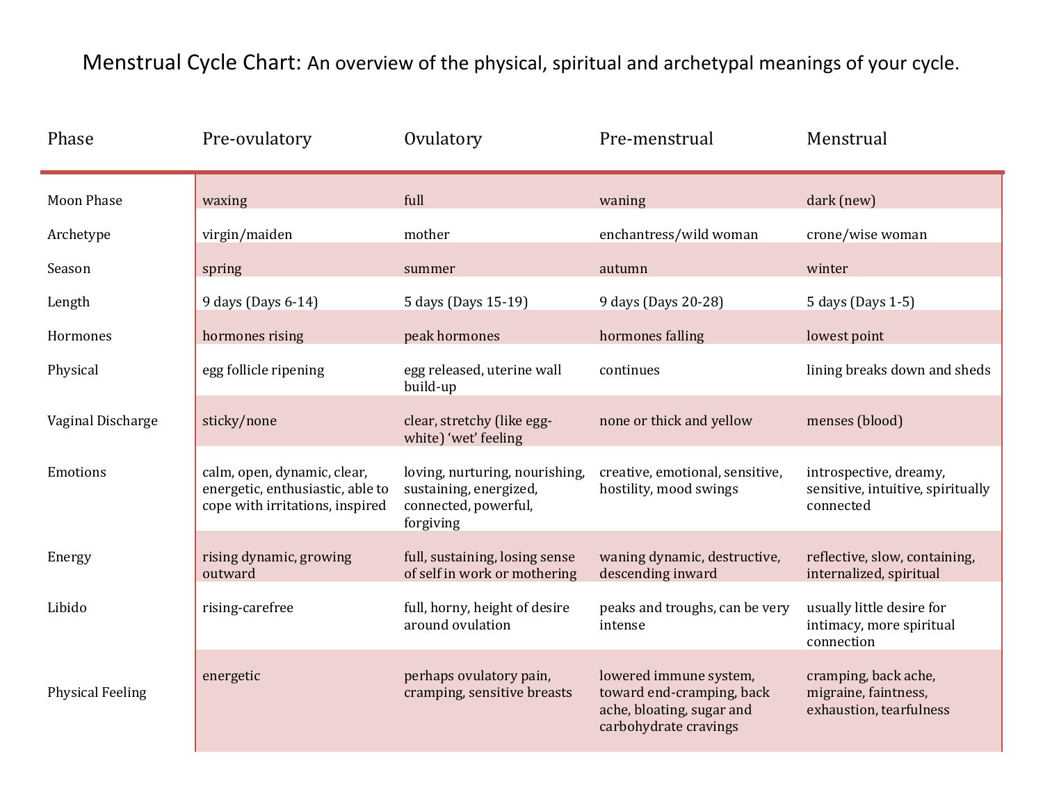# Menstrual Cycle Chart: An overview of the physical, spiritual and archetypal meanings of your cycle.

| Phase | Pre-ovulatory | Ovulatory | Pre-menstrual | Menstrual |
|---|---|---|---|---|
| Moon Phase | waxing | full | waning | dark (new) |
| Archetype | virgin/maiden | mother | enchantress/wild woman | crone/wise woman |
| Season | spring | summer | autumn | winter |
| Length | 9 days (Days 6-14) | 5 days (Days 15-19) | 9 days (Days 20-28) | 5 days (Days 1-5) |
| Hormones | hormones rising | peak hormones | hormones falling | lowest point |
| Physical | egg follicle ripening | egg released, uterine wall build-up | continues | lining breaks down and sheds |
| Vaginal Discharge | sticky/none | clear, stretchy (like egg-white) 'wet' feeling | none or thick and yellow | menses (blood) |
| Emotions | calm, open, dynamic, clear, energetic, enthusiastic, able to cope with irritations, inspired | loving, nurturing, nourishing, sustaining, energized, connected, powerful, forgiving | creative, emotional, sensitive, hostility, mood swings | introspective, dreamy, sensitive, intuitive, spiritually connected |
| Energy | rising dynamic, growing outward | full, sustaining, losing sense of self in work or mothering | waning dynamic, destructive, descending inward | reflective, slow, containing, internalized, spiritual |
| Libido | rising-carefree | full, horny, height of desire around ovulation | peaks and troughs, can be very intense | usually little desire for intimacy, more spiritual connection |
| Physical Feeling | energetic | perhaps ovulatory pain, cramping, sensitive breasts | lowered immune system, toward end-cramping, back ache, bloating, sugar and carbohydrate cravings | cramping, back ache, migraine, faintness, exhaustion, tearfulness |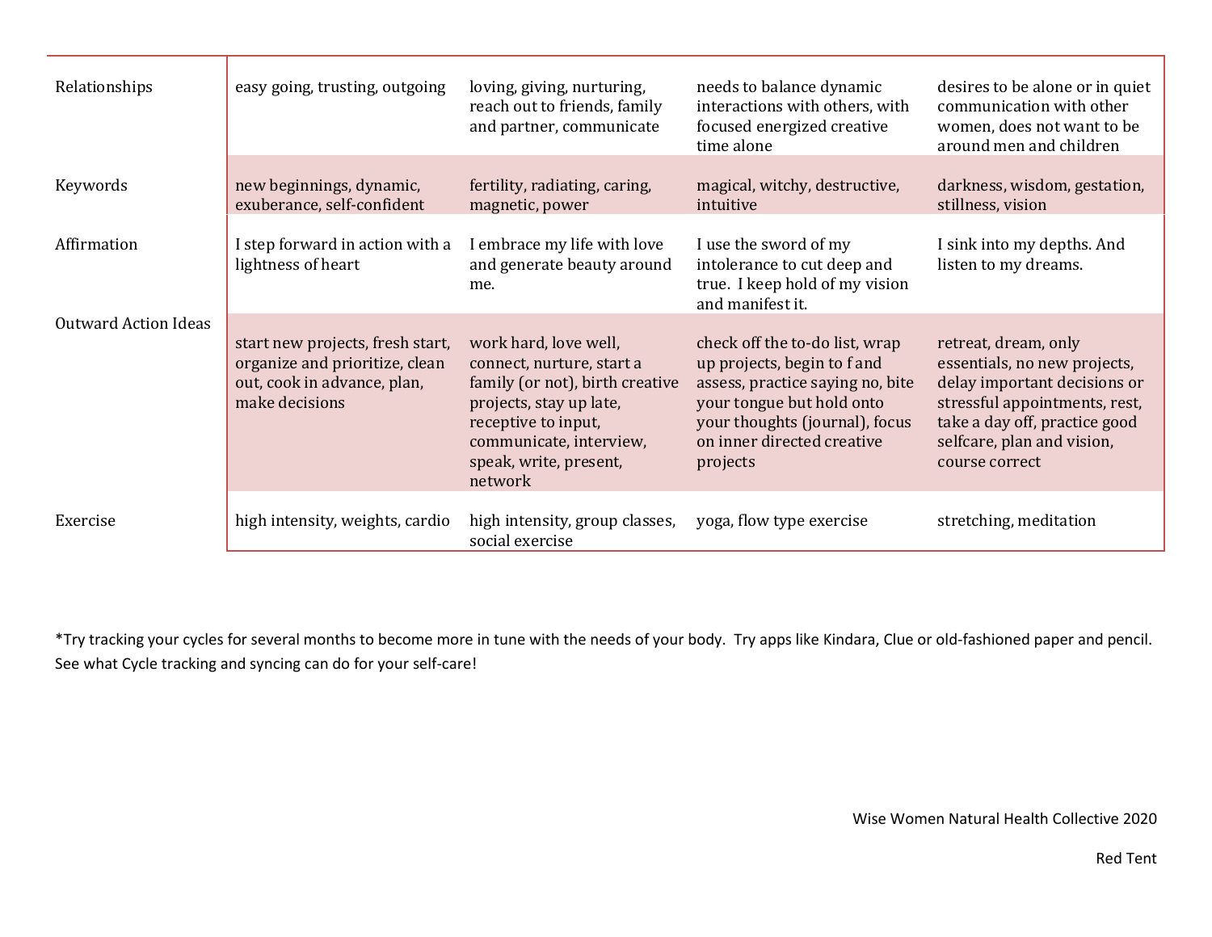| | | | | |
|---|---|---|---|---|
| Relationships | easy going, trusting, outgoing | loving, giving, nurturing, reach out to friends, family and partner, communicate | needs to balance dynamic interactions with others, with focused energized creative time alone | desires to be alone or in quiet communication with other women, does not want to be around men and children |
| Keywords | new beginnings, dynamic, exuberance, self-confident | fertility, radiating, caring, magnetic, power | magical, witchy, destructive, intuitive | darkness, wisdom, gestation, stillness, vision |
| Affirmation | I step forward in action with a lightness of heart | I embrace my life with love and generate beauty around me. | I use the sword of my intolerance to cut deep and true. I keep hold of my vision and manifest it. | I sink into my depths. And listen to my dreams. |
| Outward Action Ideas | start new projects, fresh start, organize and prioritize, clean out, cook in advance, plan, make decisions | work hard, love well, connect, nurture, start a family (or not), birth creative projects, stay up late, receptive to input, communicate, interview, speak, write, present, network | check off the to-do list, wrap up projects, begin to f and assess, practice saying no, bite your tongue but hold onto your thoughts (journal), focus on inner directed creative projects | retreat, dream, only essentials, no new projects, delay important decisions or stressful appointments, rest, take a day off, practice good selfcare, plan and vision, course correct |
| Exercise | high intensity, weights, cardio | high intensity, group classes, social exercise | yoga, flow type exercise | stretching, meditation |

*Try tracking your cycles for several months to become more in tune with the needs of your body. Try apps like Kindara, Clue or old-fashioned paper and pencil. See what Cycle tracking and syncing can do for your self-care!

Wise Women Natural Health Collective 2020

Red Tent